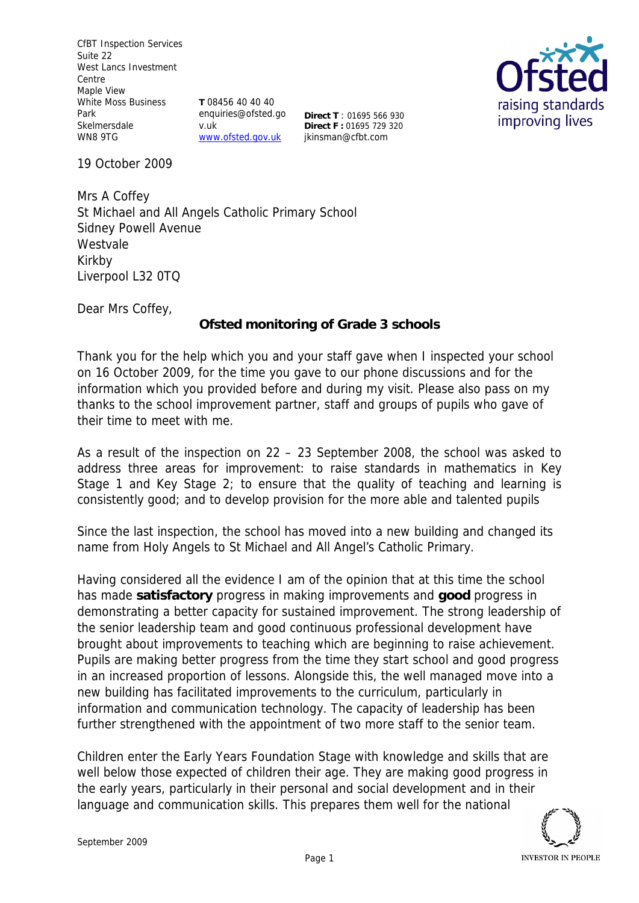CfBT Inspection Services
Suite 22
West Lancs Investment Centre
Maple View
White Moss Business Park
Skelmersdale
WN8 9TG

**T** 08456 40 40 40
enquiries@ofsted.gov.uk
www.ofsted.gov.uk

**Direct T** : 01695 566 930
**Direct F :** 01695 729 320
jkinsman@cfbt.com

19 October 2009

Mrs A Coffey
St Michael and All Angels Catholic Primary School
Sidney Powell Avenue
Westvale
Kirkby
Liverpool L32 0TQ

Dear Mrs Coffey,

**Ofsted monitoring of Grade 3 schools**

Thank you for the help which you and your staff gave when I inspected your school on 16 October 2009, for the time you gave to our phone discussions and for the information which you provided before and during my visit. Please also pass on my thanks to the school improvement partner, staff and groups of pupils who gave of their time to meet with me.

As a result of the inspection on 22 – 23 September 2008, the school was asked to address three areas for improvement: to raise standards in mathematics in Key Stage 1 and Key Stage 2; to ensure that the quality of teaching and learning is consistently good; and to develop provision for the more able and talented pupils

Since the last inspection, the school has moved into a new building and changed its name from Holy Angels to St Michael and All Angel's Catholic Primary.

Having considered all the evidence I am of the opinion that at this time the school has made **satisfactory** progress in making improvements and **good** progress in demonstrating a better capacity for sustained improvement. The strong leadership of the senior leadership team and good continuous professional development have brought about improvements to teaching which are beginning to raise achievement. Pupils are making better progress from the time they start school and good progress in an increased proportion of lessons. Alongside this, the well managed move into a new building has facilitated improvements to the curriculum, particularly in information and communication technology. The capacity of leadership has been further strengthened with the appointment of two more staff to the senior team.

Children enter the Early Years Foundation Stage with knowledge and skills that are well below those expected of children their age. They are making good progress in the early years, particularly in their personal and social development and in their language and communication skills. This prepares them well for the national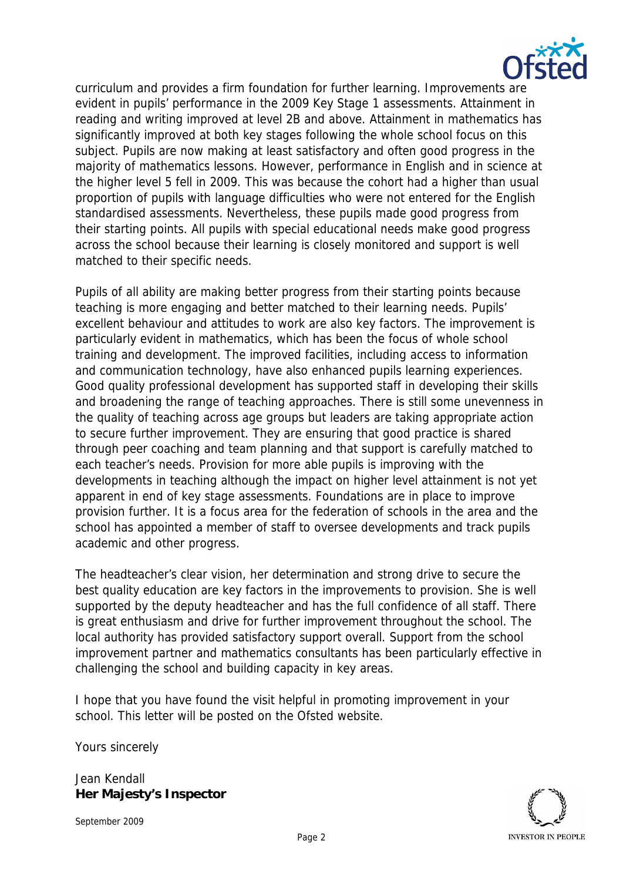curriculum and provides a firm foundation for further learning. Improvements are evident in pupils' performance in the 2009 Key Stage 1 assessments. Attainment in reading and writing improved at level 2B and above. Attainment in mathematics has significantly improved at both key stages following the whole school focus on this subject. Pupils are now making at least satisfactory and often good progress in the majority of mathematics lessons. However, performance in English and in science at the higher level 5 fell in 2009. This was because the cohort had a higher than usual proportion of pupils with language difficulties who were not entered for the English standardised assessments. Nevertheless, these pupils made good progress from their starting points. All pupils with special educational needs make good progress across the school because their learning is closely monitored and support is well matched to their specific needs.

Pupils of all ability are making better progress from their starting points because teaching is more engaging and better matched to their learning needs. Pupils' excellent behaviour and attitudes to work are also key factors. The improvement is particularly evident in mathematics, which has been the focus of whole school training and development. The improved facilities, including access to information and communication technology, have also enhanced pupils learning experiences. Good quality professional development has supported staff in developing their skills and broadening the range of teaching approaches. There is still some unevenness in the quality of teaching across age groups but leaders are taking appropriate action to secure further improvement. They are ensuring that good practice is shared through peer coaching and team planning and that support is carefully matched to each teacher's needs. Provision for more able pupils is improving with the developments in teaching although the impact on higher level attainment is not yet apparent in end of key stage assessments. Foundations are in place to improve provision further. It is a focus area for the federation of schools in the area and the school has appointed a member of staff to oversee developments and track pupils academic and other progress.

The headteacher's clear vision, her determination and strong drive to secure the best quality education are key factors in the improvements to provision. She is well supported by the deputy headteacher and has the full confidence of all staff. There is great enthusiasm and drive for further improvement throughout the school. The local authority has provided satisfactory support overall. Support from the school improvement partner and mathematics consultants has been particularly effective in challenging the school and building capacity in key areas.

I hope that you have found the visit helpful in promoting improvement in your school. This letter will be posted on the Ofsted website.

Yours sincerely

Jean Kendall
**Her Majesty's Inspector**

September 2009